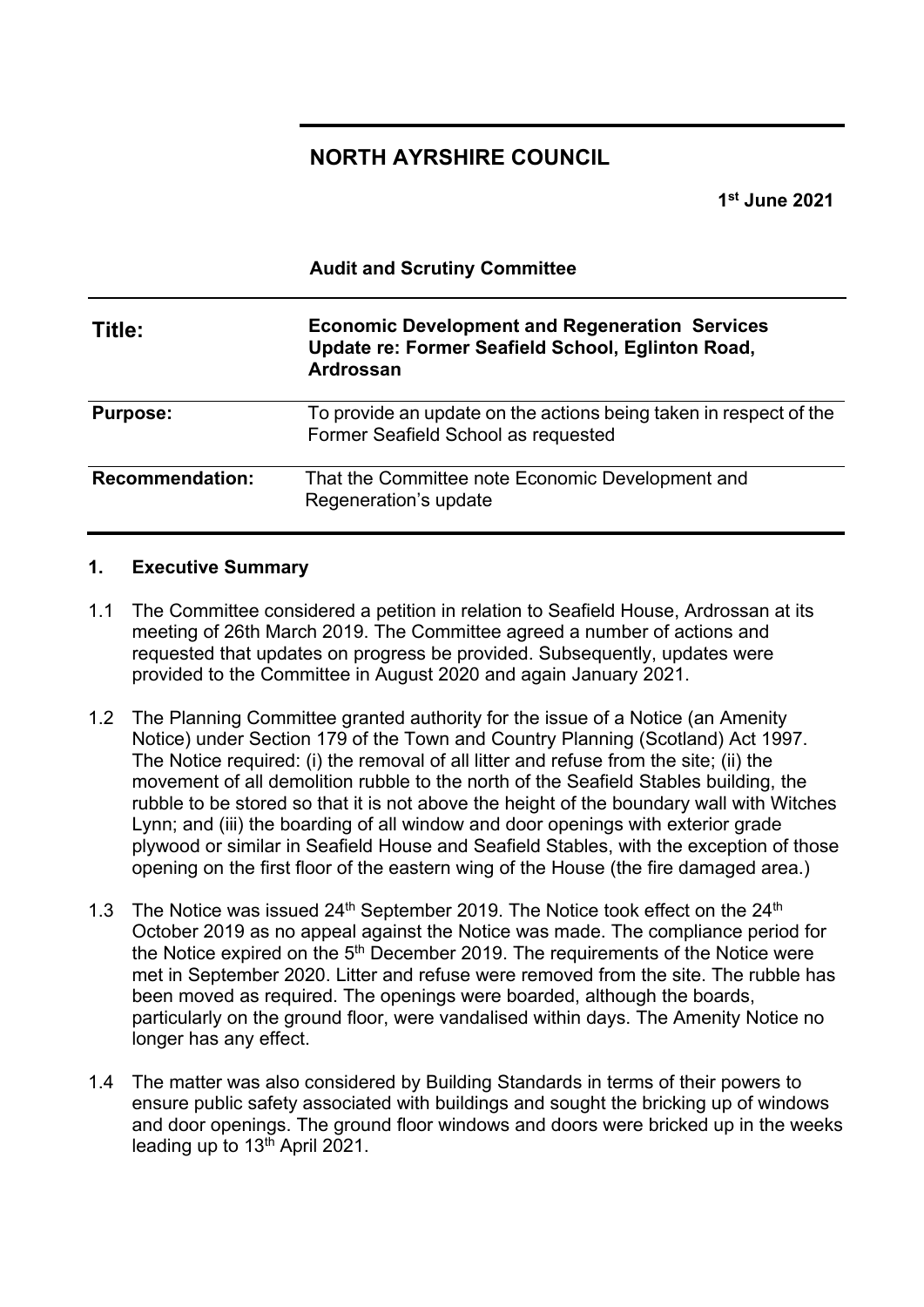# NORTH AYRSHIRE COUNCIL

**1st June 2021**

**Audit and Scrutiny Committee**

| | |
|---|---|
| **Title:** | **Economic Development and Regeneration Services Update re: Former Seafield School, Eglinton Road, Ardrossan** |
| **Purpose:** | To provide an update on the actions being taken in respect of the Former Seafield School as requested |
| **Recommendation:** | That the Committee note Economic Development and Regeneration's update |

## 1. Executive Summary

1.1 The Committee considered a petition in relation to Seafield House, Ardrossan at its meeting of 26th March 2019. The Committee agreed a number of actions and requested that updates on progress be provided. Subsequently, updates were provided to the Committee in August 2020 and again January 2021.

1.2 The Planning Committee granted authority for the issue of a Notice (an Amenity Notice) under Section 179 of the Town and Country Planning (Scotland) Act 1997. The Notice required: (i) the removal of all litter and refuse from the site; (ii) the movement of all demolition rubble to the north of the Seafield Stables building, the rubble to be stored so that it is not above the height of the boundary wall with Witches Lynn; and (iii) the boarding of all window and door openings with exterior grade plywood or similar in Seafield House and Seafield Stables, with the exception of those opening on the first floor of the eastern wing of the House (the fire damaged area.)

1.3 The Notice was issued 24th September 2019. The Notice took effect on the 24th October 2019 as no appeal against the Notice was made. The compliance period for the Notice expired on the 5th December 2019. The requirements of the Notice were met in September 2020. Litter and refuse were removed from the site. The rubble has been moved as required. The openings were boarded, although the boards, particularly on the ground floor, were vandalised within days. The Amenity Notice no longer has any effect.

1.4 The matter was also considered by Building Standards in terms of their powers to ensure public safety associated with buildings and sought the bricking up of windows and door openings. The ground floor windows and doors were bricked up in the weeks leading up to 13th April 2021.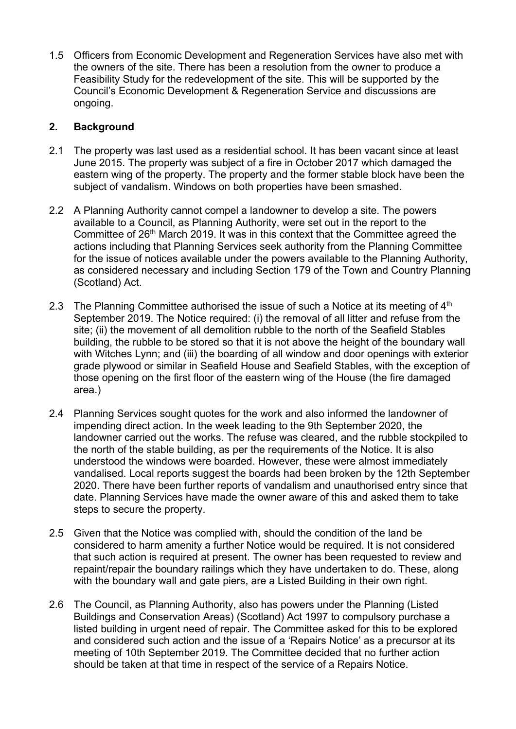1.5 Officers from Economic Development and Regeneration Services have also met with the owners of the site. There has been a resolution from the owner to produce a Feasibility Study for the redevelopment of the site. This will be supported by the Council's Economic Development & Regeneration Service and discussions are ongoing.

## 2. Background

2.1 The property was last used as a residential school. It has been vacant since at least June 2015. The property was subject of a fire in October 2017 which damaged the eastern wing of the property. The property and the former stable block have been the subject of vandalism. Windows on both properties have been smashed.

2.2 A Planning Authority cannot compel a landowner to develop a site. The powers available to a Council, as Planning Authority, were set out in the report to the Committee of 26th March 2019. It was in this context that the Committee agreed the actions including that Planning Services seek authority from the Planning Committee for the issue of notices available under the powers available to the Planning Authority, as considered necessary and including Section 179 of the Town and Country Planning (Scotland) Act.

2.3 The Planning Committee authorised the issue of such a Notice at its meeting of 4th September 2019. The Notice required: (i) the removal of all litter and refuse from the site; (ii) the movement of all demolition rubble to the north of the Seafield Stables building, the rubble to be stored so that it is not above the height of the boundary wall with Witches Lynn; and (iii) the boarding of all window and door openings with exterior grade plywood or similar in Seafield House and Seafield Stables, with the exception of those opening on the first floor of the eastern wing of the House (the fire damaged area.)

2.4 Planning Services sought quotes for the work and also informed the landowner of impending direct action. In the week leading to the 9th September 2020, the landowner carried out the works. The refuse was cleared, and the rubble stockpiled to the north of the stable building, as per the requirements of the Notice. It is also understood the windows were boarded. However, these were almost immediately vandalised. Local reports suggest the boards had been broken by the 12th September 2020. There have been further reports of vandalism and unauthorised entry since that date. Planning Services have made the owner aware of this and asked them to take steps to secure the property.

2.5 Given that the Notice was complied with, should the condition of the land be considered to harm amenity a further Notice would be required. It is not considered that such action is required at present. The owner has been requested to review and repaint/repair the boundary railings which they have undertaken to do. These, along with the boundary wall and gate piers, are a Listed Building in their own right.

2.6 The Council, as Planning Authority, also has powers under the Planning (Listed Buildings and Conservation Areas) (Scotland) Act 1997 to compulsory purchase a listed building in urgent need of repair. The Committee asked for this to be explored and considered such action and the issue of a 'Repairs Notice' as a precursor at its meeting of 10th September 2019. The Committee decided that no further action should be taken at that time in respect of the service of a Repairs Notice.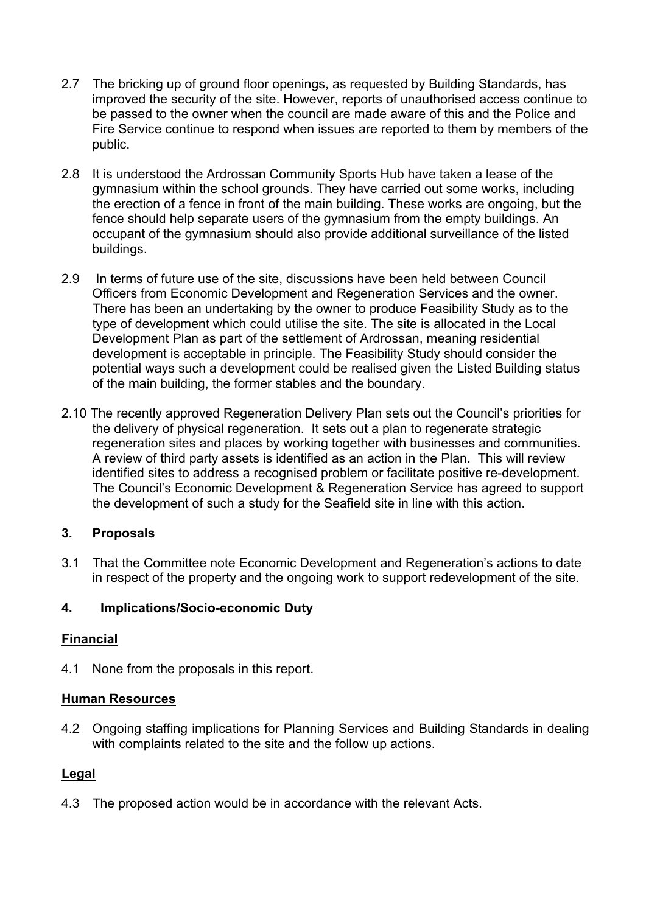2.7 The bricking up of ground floor openings, as requested by Building Standards, has improved the security of the site. However, reports of unauthorised access continue to be passed to the owner when the council are made aware of this and the Police and Fire Service continue to respond when issues are reported to them by members of the public.

2.8 It is understood the Ardrossan Community Sports Hub have taken a lease of the gymnasium within the school grounds. They have carried out some works, including the erection of a fence in front of the main building. These works are ongoing, but the fence should help separate users of the gymnasium from the empty buildings. An occupant of the gymnasium should also provide additional surveillance of the listed buildings.

2.9 In terms of future use of the site, discussions have been held between Council Officers from Economic Development and Regeneration Services and the owner. There has been an undertaking by the owner to produce Feasibility Study as to the type of development which could utilise the site. The site is allocated in the Local Development Plan as part of the settlement of Ardrossan, meaning residential development is acceptable in principle. The Feasibility Study should consider the potential ways such a development could be realised given the Listed Building status of the main building, the former stables and the boundary.

2.10 The recently approved Regeneration Delivery Plan sets out the Council's priorities for the delivery of physical regeneration. It sets out a plan to regenerate strategic regeneration sites and places by working together with businesses and communities. A review of third party assets is identified as an action in the Plan. This will review identified sites to address a recognised problem or facilitate positive re-development. The Council's Economic Development & Regeneration Service has agreed to support the development of such a study for the Seafield site in line with this action.

## 3. Proposals

3.1 That the Committee note Economic Development and Regeneration's actions to date in respect of the property and the ongoing work to support redevelopment of the site.

## 4. Implications/Socio-economic Duty

**Financial**

4.1 None from the proposals in this report.

**Human Resources**

4.2 Ongoing staffing implications for Planning Services and Building Standards in dealing with complaints related to the site and the follow up actions.

**Legal**

4.3 The proposed action would be in accordance with the relevant Acts.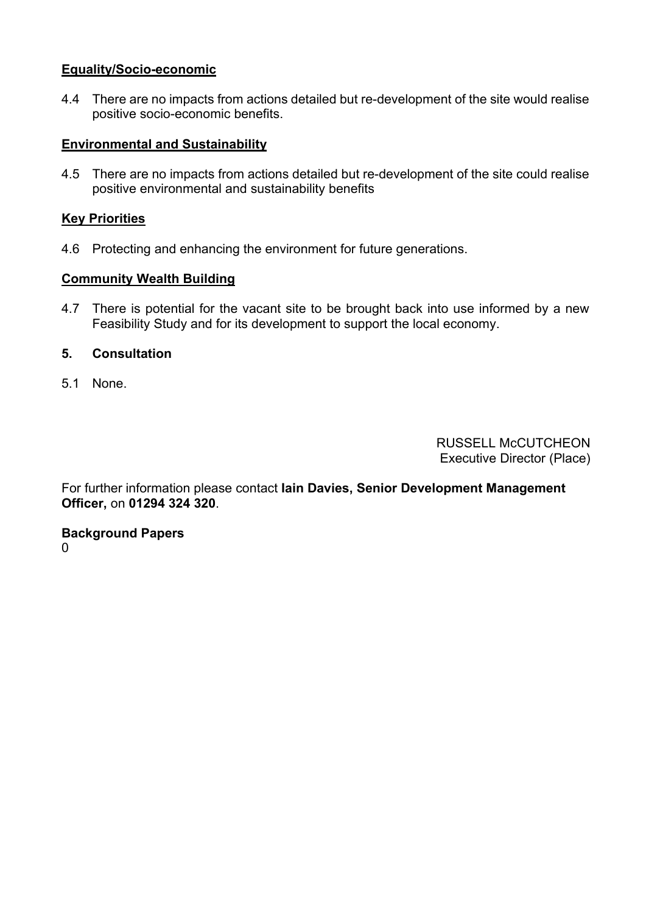**Equality/Socio-economic**

4.4 There are no impacts from actions detailed but re-development of the site would realise positive socio-economic benefits.

**Environmental and Sustainability**

4.5 There are no impacts from actions detailed but re-development of the site could realise positive environmental and sustainability benefits

**Key Priorities**

4.6 Protecting and enhancing the environment for future generations.

**Community Wealth Building**

4.7 There is potential for the vacant site to be brought back into use informed by a new Feasibility Study and for its development to support the local economy.

## 5. Consultation

5.1 None.

RUSSELL McCUTCHEON
Executive Director (Place)

For further information please contact **Iain Davies, Senior Development Management Officer,** on **01294 324 320**.

**Background Papers**
0